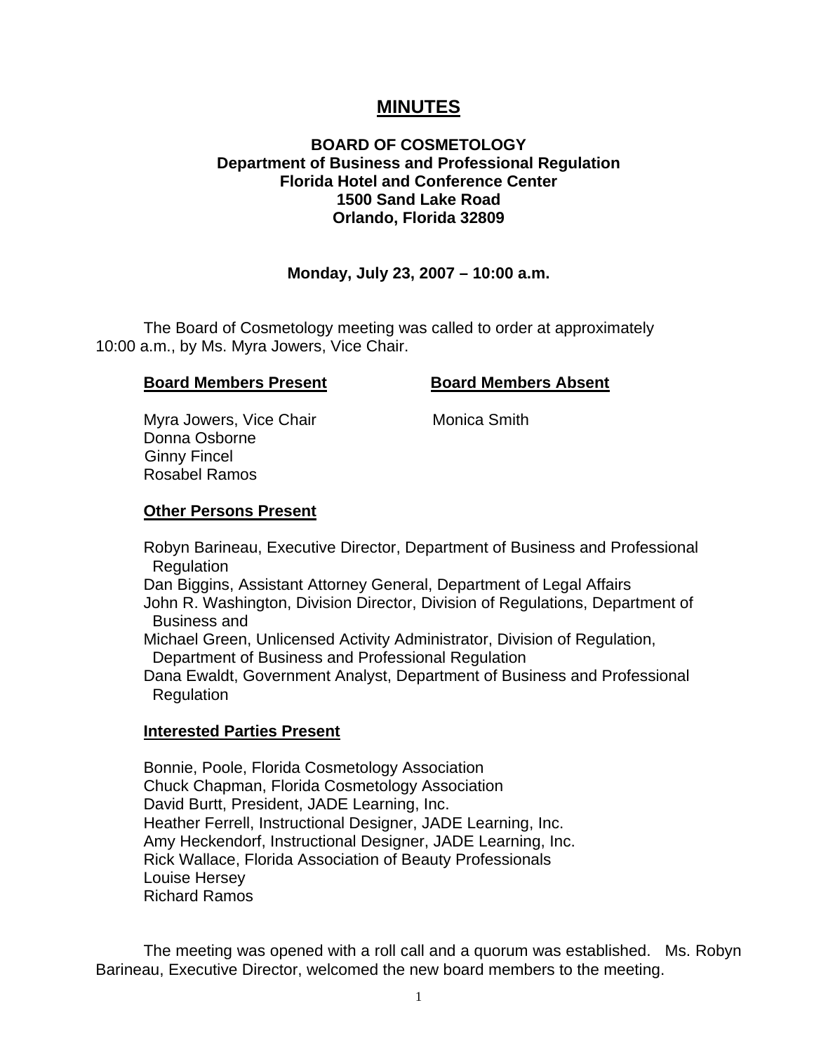# MINUTES

**BOARD OF COSMETOLOGY**
**Department of Business and Professional Regulation**
**Florida Hotel and Conference Center**
**1500 Sand Lake Road**
**Orlando, Florida 32809**

**Monday, July 23, 2007 – 10:00 a.m.**

The Board of Cosmetology meeting was called to order at approximately 10:00 a.m., by Ms. Myra Jowers, Vice Chair.

| **Board Members Present** | **Board Members Absent** |
|---|---|
| Myra Jowers, Vice Chair | Monica Smith |
| Donna Osborne | |
| Ginny Fincel | |
| Rosabel Ramos | |

**Other Persons Present**

Robyn Barineau, Executive Director, Department of Business and Professional Regulation
Dan Biggins, Assistant Attorney General, Department of Legal Affairs
John R. Washington, Division Director, Division of Regulations, Department of Business and
Michael Green, Unlicensed Activity Administrator, Division of Regulation, Department of Business and Professional Regulation
Dana Ewaldt, Government Analyst, Department of Business and Professional Regulation

**Interested Parties Present**

Bonnie, Poole, Florida Cosmetology Association
Chuck Chapman, Florida Cosmetology Association
David Burtt, President, JADE Learning, Inc.
Heather Ferrell, Instructional Designer, JADE Learning, Inc.
Amy Heckendorf, Instructional Designer, JADE Learning, Inc.
Rick Wallace, Florida Association of Beauty Professionals
Louise Hersey
Richard Ramos

The meeting was opened with a roll call and a quorum was established. Ms. Robyn Barineau, Executive Director, welcomed the new board members to the meeting.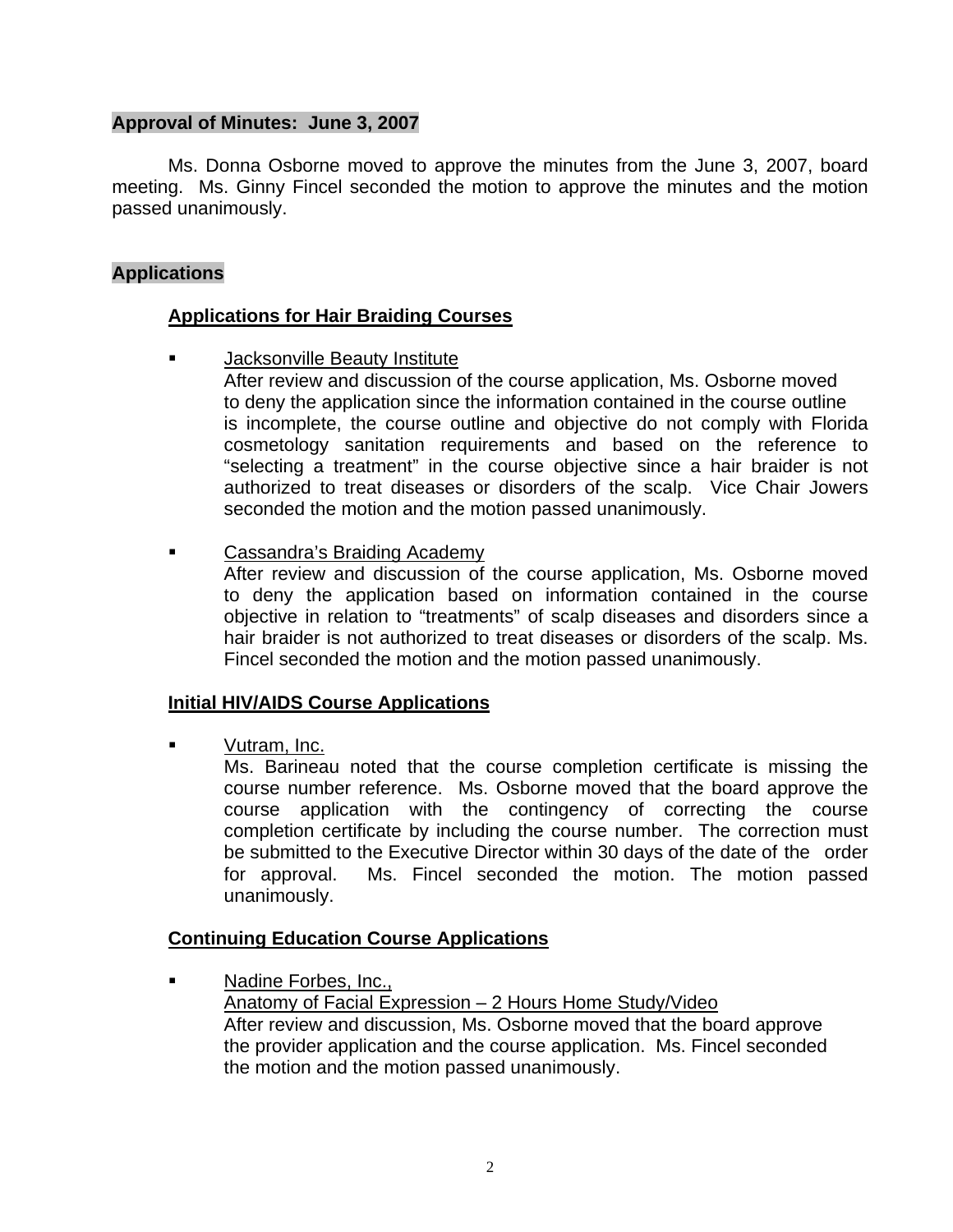## Approval of Minutes: June 3, 2007

Ms. Donna Osborne moved to approve the minutes from the June 3, 2007, board meeting. Ms. Ginny Fincel seconded the motion to approve the minutes and the motion passed unanimously.

## Applications

### Applications for Hair Braiding Courses

- Jacksonville Beauty Institute
  After review and discussion of the course application, Ms. Osborne moved to deny the application since the information contained in the course outline is incomplete, the course outline and objective do not comply with Florida cosmetology sanitation requirements and based on the reference to "selecting a treatment" in the course objective since a hair braider is not authorized to treat diseases or disorders of the scalp. Vice Chair Jowers seconded the motion and the motion passed unanimously.

- Cassandra's Braiding Academy
  After review and discussion of the course application, Ms. Osborne moved to deny the application based on information contained in the course objective in relation to "treatments" of scalp diseases and disorders since a hair braider is not authorized to treat diseases or disorders of the scalp. Ms. Fincel seconded the motion and the motion passed unanimously.

### Initial HIV/AIDS Course Applications

- Vutram, Inc.
  Ms. Barineau noted that the course completion certificate is missing the course number reference. Ms. Osborne moved that the board approve the course application with the contingency of correcting the course completion certificate by including the course number. The correction must be submitted to the Executive Director within 30 days of the date of the order for approval. Ms. Fincel seconded the motion. The motion passed unanimously.

### Continuing Education Course Applications

- Nadine Forbes, Inc.,
  Anatomy of Facial Expression – 2 Hours Home Study/Video
  After review and discussion, Ms. Osborne moved that the board approve the provider application and the course application. Ms. Fincel seconded the motion and the motion passed unanimously.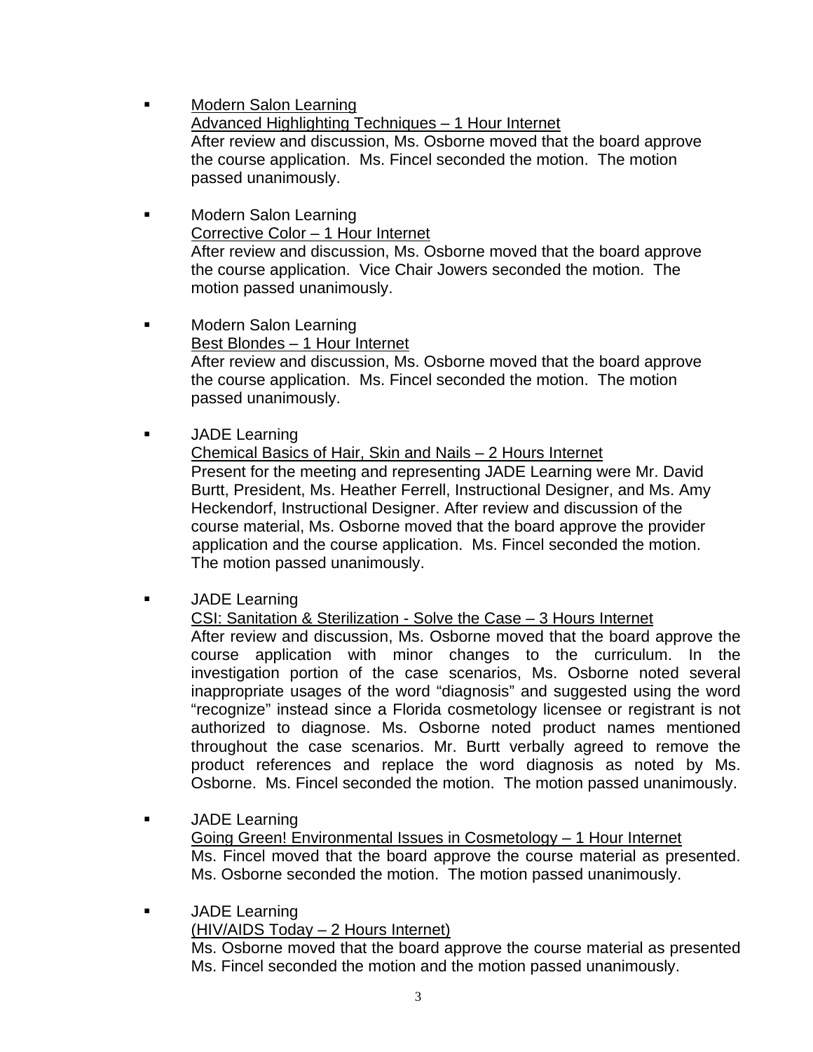- <u>Modern Salon Learning</u>
  <u>Advanced Highlighting Techniques – 1 Hour Internet</u>
  After review and discussion, Ms. Osborne moved that the board approve the course application. Ms. Fincel seconded the motion. The motion passed unanimously.

- Modern Salon Learning
  <u>Corrective Color – 1 Hour Internet</u>
  After review and discussion, Ms. Osborne moved that the board approve the course application. Vice Chair Jowers seconded the motion. The motion passed unanimously.

- Modern Salon Learning
  <u>Best Blondes – 1 Hour Internet</u>
  After review and discussion, Ms. Osborne moved that the board approve the course application. Ms. Fincel seconded the motion. The motion passed unanimously.

- JADE Learning
  <u>Chemical Basics of Hair, Skin and Nails – 2 Hours Internet</u>
  Present for the meeting and representing JADE Learning were Mr. David Burtt, President, Ms. Heather Ferrell, Instructional Designer, and Ms. Amy Heckendorf, Instructional Designer. After review and discussion of the course material, Ms. Osborne moved that the board approve the provider application and the course application. Ms. Fincel seconded the motion. The motion passed unanimously.

- JADE Learning
  <u>CSI: Sanitation & Sterilization - Solve the Case – 3 Hours Internet</u>
  After review and discussion, Ms. Osborne moved that the board approve the course application with minor changes to the curriculum. In the investigation portion of the case scenarios, Ms. Osborne noted several inappropriate usages of the word "diagnosis" and suggested using the word "recognize" instead since a Florida cosmetology licensee or registrant is not authorized to diagnose. Ms. Osborne noted product names mentioned throughout the case scenarios. Mr. Burtt verbally agreed to remove the product references and replace the word diagnosis as noted by Ms. Osborne. Ms. Fincel seconded the motion. The motion passed unanimously.

- JADE Learning
  <u>Going Green! Environmental Issues in Cosmetology – 1 Hour Internet</u>
  Ms. Fincel moved that the board approve the course material as presented. Ms. Osborne seconded the motion. The motion passed unanimously.

- JADE Learning
  <u>(HIV/AIDS Today – 2 Hours Internet)</u>
  Ms. Osborne moved that the board approve the course material as presented Ms. Fincel seconded the motion and the motion passed unanimously.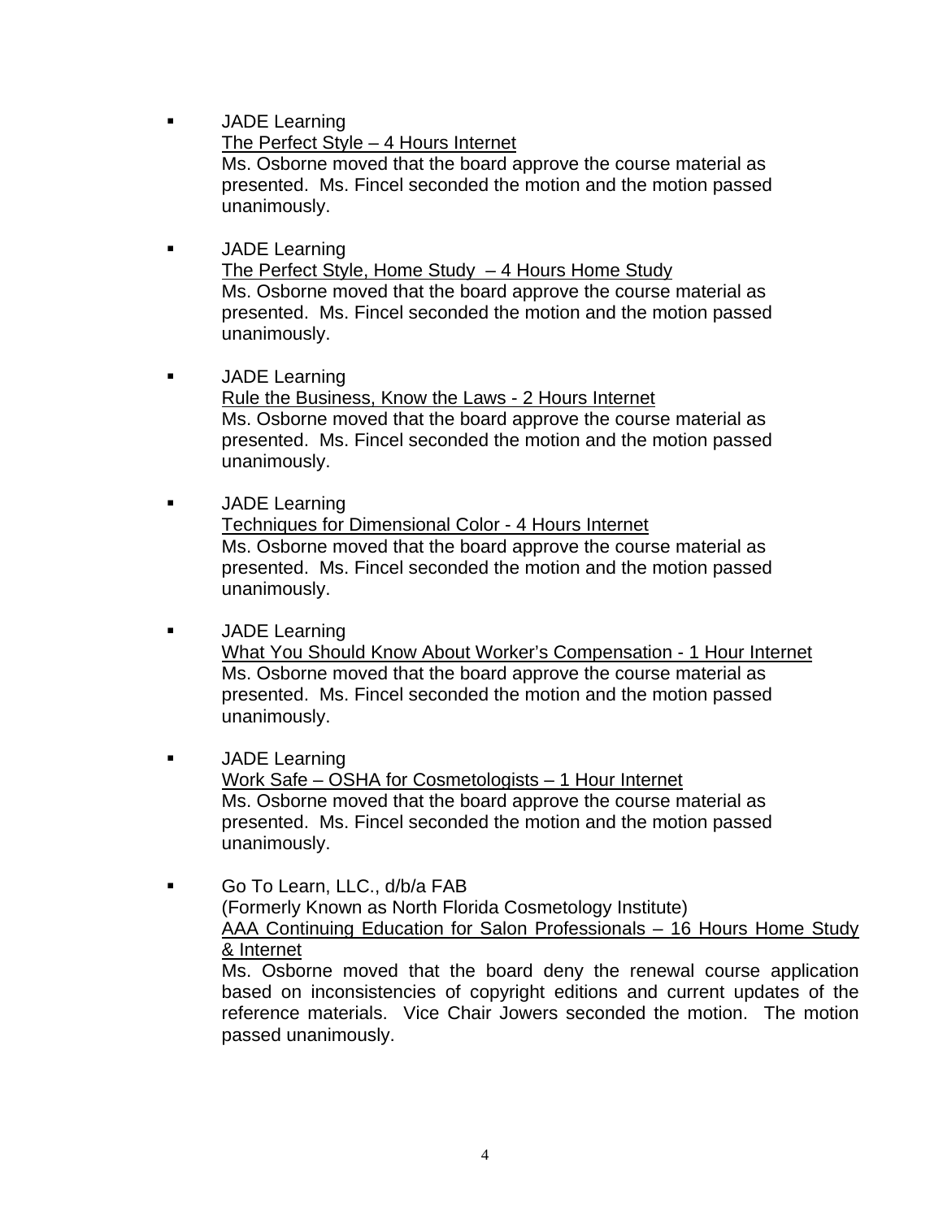- JADE Learning
  The Perfect Style – 4 Hours Internet
  Ms. Osborne moved that the board approve the course material as presented. Ms. Fincel seconded the motion and the motion passed unanimously.

- JADE Learning
  The Perfect Style, Home Study – 4 Hours Home Study
  Ms. Osborne moved that the board approve the course material as presented. Ms. Fincel seconded the motion and the motion passed unanimously.

- JADE Learning
  Rule the Business, Know the Laws - 2 Hours Internet
  Ms. Osborne moved that the board approve the course material as presented. Ms. Fincel seconded the motion and the motion passed unanimously.

- JADE Learning
  Techniques for Dimensional Color - 4 Hours Internet
  Ms. Osborne moved that the board approve the course material as presented. Ms. Fincel seconded the motion and the motion passed unanimously.

- JADE Learning
  What You Should Know About Worker's Compensation - 1 Hour Internet
  Ms. Osborne moved that the board approve the course material as presented. Ms. Fincel seconded the motion and the motion passed unanimously.

- JADE Learning
  Work Safe – OSHA for Cosmetologists – 1 Hour Internet
  Ms. Osborne moved that the board approve the course material as presented. Ms. Fincel seconded the motion and the motion passed unanimously.

- Go To Learn, LLC., d/b/a FAB
  (Formerly Known as North Florida Cosmetology Institute)
  AAA Continuing Education for Salon Professionals – 16 Hours Home Study & Internet
  Ms. Osborne moved that the board deny the renewal course application based on inconsistencies of copyright editions and current updates of the reference materials. Vice Chair Jowers seconded the motion. The motion passed unanimously.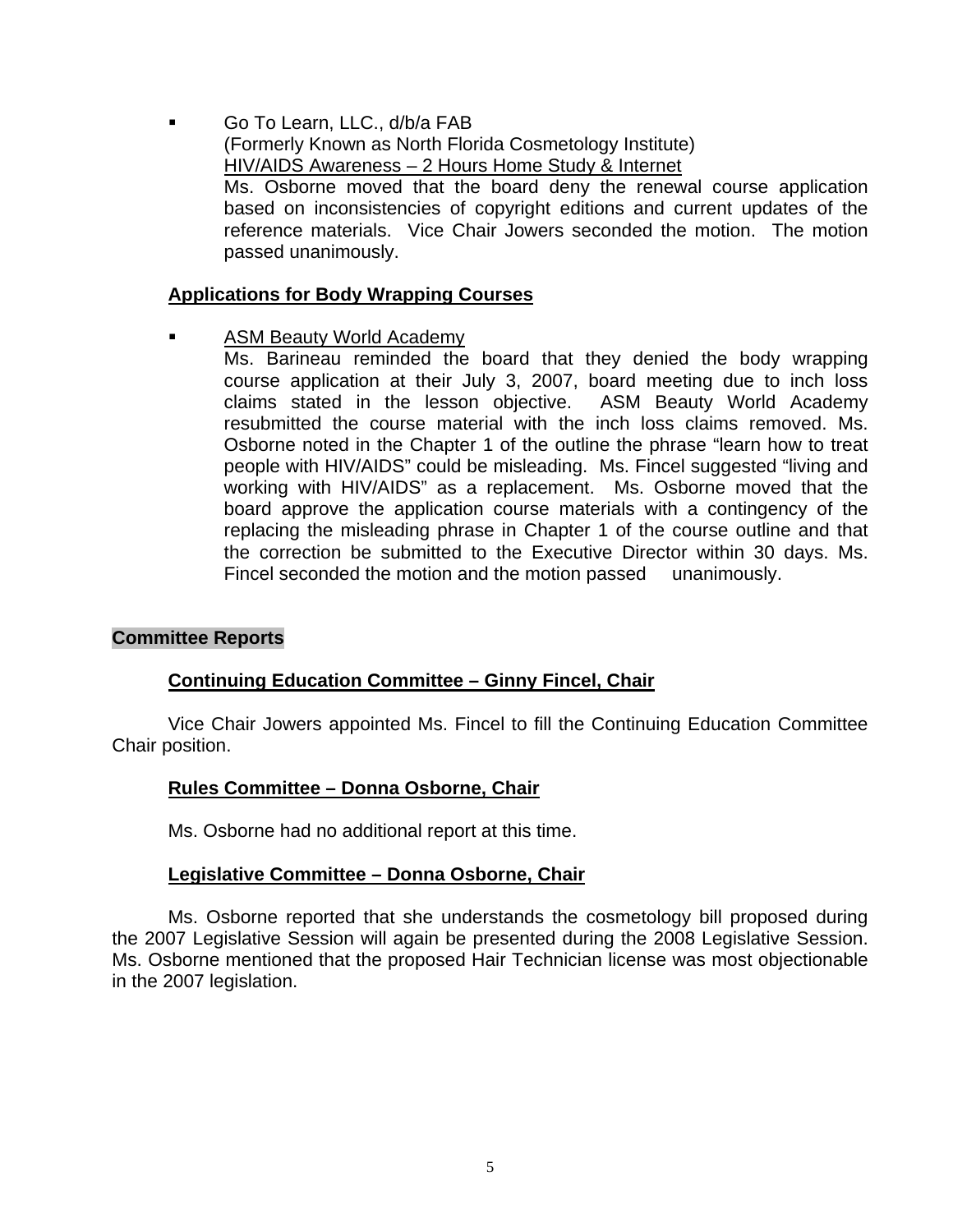- Go To Learn, LLC., d/b/a FAB
  (Formerly Known as North Florida Cosmetology Institute)
  HIV/AIDS Awareness – 2 Hours Home Study & Internet
  Ms. Osborne moved that the board deny the renewal course application based on inconsistencies of copyright editions and current updates of the reference materials. Vice Chair Jowers seconded the motion. The motion passed unanimously.

**Applications for Body Wrapping Courses**

- ASM Beauty World Academy
  Ms. Barineau reminded the board that they denied the body wrapping course application at their July 3, 2007, board meeting due to inch loss claims stated in the lesson objective. ASM Beauty World Academy resubmitted the course material with the inch loss claims removed. Ms. Osborne noted in the Chapter 1 of the outline the phrase "learn how to treat people with HIV/AIDS" could be misleading. Ms. Fincel suggested "living and working with HIV/AIDS" as a replacement. Ms. Osborne moved that the board approve the application course materials with a contingency of the replacing the misleading phrase in Chapter 1 of the course outline and that the correction be submitted to the Executive Director within 30 days. Ms. Fincel seconded the motion and the motion passed unanimously.

## Committee Reports

### Continuing Education Committee – Ginny Fincel, Chair

Vice Chair Jowers appointed Ms. Fincel to fill the Continuing Education Committee Chair position.

### Rules Committee – Donna Osborne, Chair

Ms. Osborne had no additional report at this time.

### Legislative Committee – Donna Osborne, Chair

Ms. Osborne reported that she understands the cosmetology bill proposed during the 2007 Legislative Session will again be presented during the 2008 Legislative Session. Ms. Osborne mentioned that the proposed Hair Technician license was most objectionable in the 2007 legislation.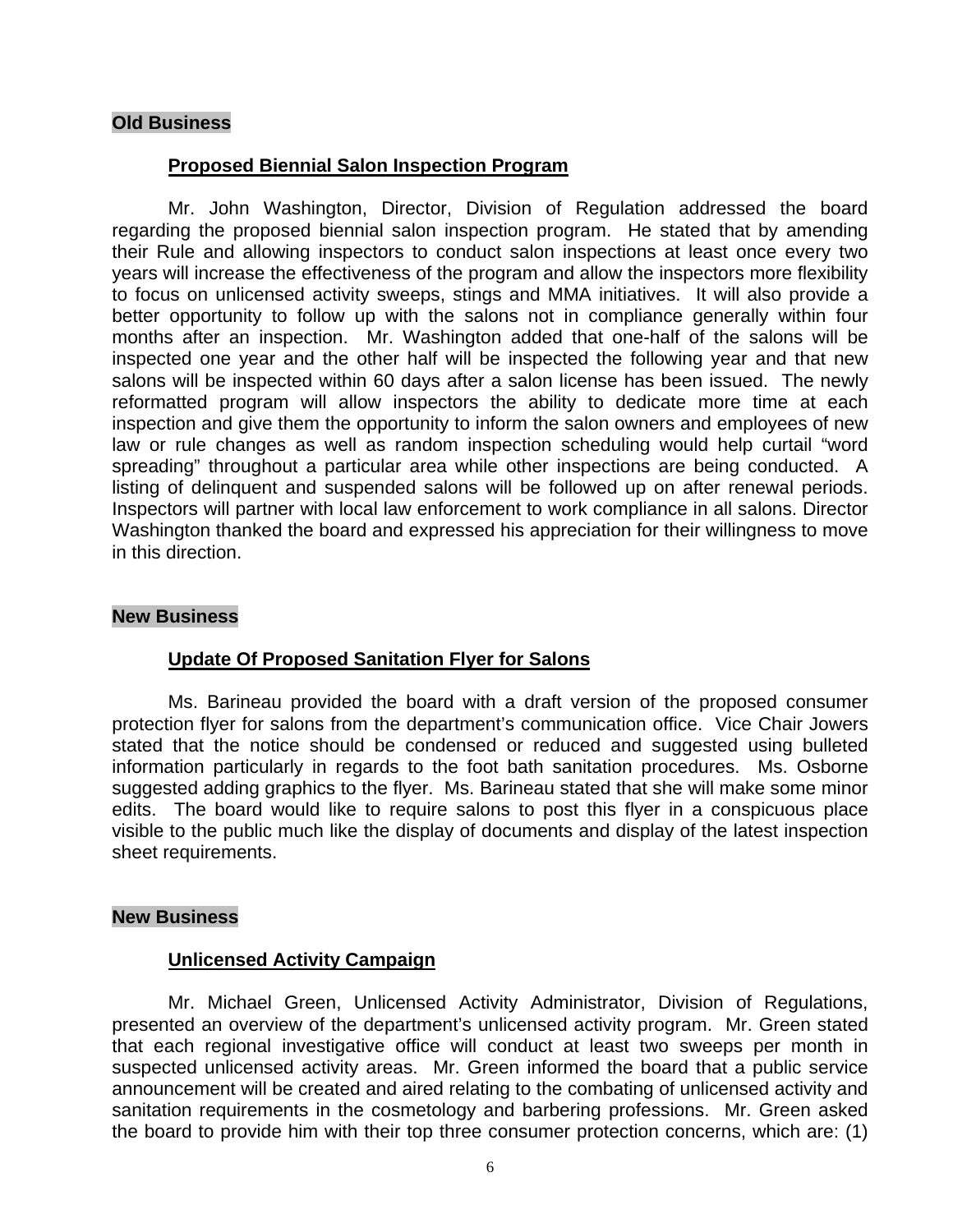## Old Business

### Proposed Biennial Salon Inspection Program

Mr. John Washington, Director, Division of Regulation addressed the board regarding the proposed biennial salon inspection program. He stated that by amending their Rule and allowing inspectors to conduct salon inspections at least once every two years will increase the effectiveness of the program and allow the inspectors more flexibility to focus on unlicensed activity sweeps, stings and MMA initiatives. It will also provide a better opportunity to follow up with the salons not in compliance generally within four months after an inspection. Mr. Washington added that one-half of the salons will be inspected one year and the other half will be inspected the following year and that new salons will be inspected within 60 days after a salon license has been issued. The newly reformatted program will allow inspectors the ability to dedicate more time at each inspection and give them the opportunity to inform the salon owners and employees of new law or rule changes as well as random inspection scheduling would help curtail "word spreading" throughout a particular area while other inspections are being conducted. A listing of delinquent and suspended salons will be followed up on after renewal periods. Inspectors will partner with local law enforcement to work compliance in all salons. Director Washington thanked the board and expressed his appreciation for their willingness to move in this direction.

## New Business

### Update Of Proposed Sanitation Flyer for Salons

Ms. Barineau provided the board with a draft version of the proposed consumer protection flyer for salons from the department's communication office. Vice Chair Jowers stated that the notice should be condensed or reduced and suggested using bulleted information particularly in regards to the foot bath sanitation procedures. Ms. Osborne suggested adding graphics to the flyer. Ms. Barineau stated that she will make some minor edits. The board would like to require salons to post this flyer in a conspicuous place visible to the public much like the display of documents and display of the latest inspection sheet requirements.

## New Business

### Unlicensed Activity Campaign

Mr. Michael Green, Unlicensed Activity Administrator, Division of Regulations, presented an overview of the department's unlicensed activity program. Mr. Green stated that each regional investigative office will conduct at least two sweeps per month in suspected unlicensed activity areas. Mr. Green informed the board that a public service announcement will be created and aired relating to the combating of unlicensed activity and sanitation requirements in the cosmetology and barbering professions. Mr. Green asked the board to provide him with their top three consumer protection concerns, which are: (1)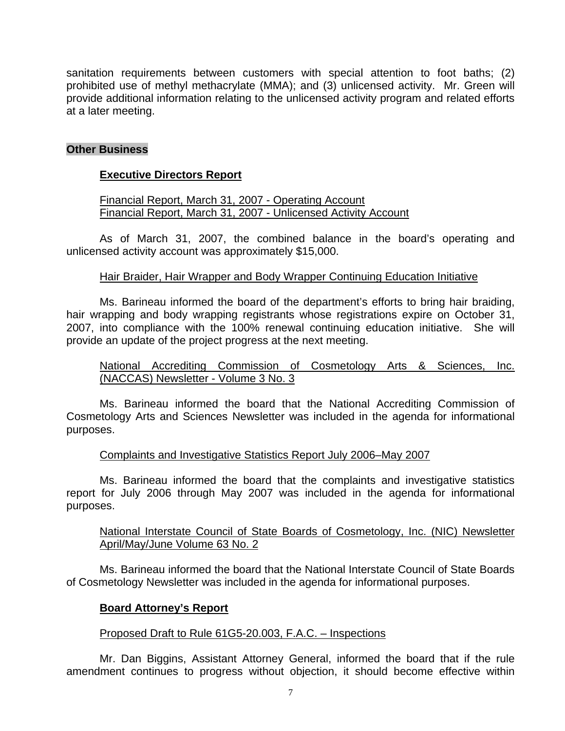sanitation requirements between customers with special attention to foot baths; (2) prohibited use of methyl methacrylate (MMA); and (3) unlicensed activity. Mr. Green will provide additional information relating to the unlicensed activity program and related efforts at a later meeting.

## Other Business

### Executive Directors Report

Financial Report, March 31, 2007 - Operating Account
Financial Report, March 31, 2007 - Unlicensed Activity Account

As of March 31, 2007, the combined balance in the board's operating and unlicensed activity account was approximately $15,000.

Hair Braider, Hair Wrapper and Body Wrapper Continuing Education Initiative

Ms. Barineau informed the board of the department's efforts to bring hair braiding, hair wrapping and body wrapping registrants whose registrations expire on October 31, 2007, into compliance with the 100% renewal continuing education initiative. She will provide an update of the project progress at the next meeting.

National Accrediting Commission of Cosmetology Arts & Sciences, Inc. (NACCAS) Newsletter - Volume 3 No. 3

Ms. Barineau informed the board that the National Accrediting Commission of Cosmetology Arts and Sciences Newsletter was included in the agenda for informational purposes.

Complaints and Investigative Statistics Report July 2006–May 2007

Ms. Barineau informed the board that the complaints and investigative statistics report for July 2006 through May 2007 was included in the agenda for informational purposes.

National Interstate Council of State Boards of Cosmetology, Inc. (NIC) Newsletter April/May/June Volume 63 No. 2

Ms. Barineau informed the board that the National Interstate Council of State Boards of Cosmetology Newsletter was included in the agenda for informational purposes.

### Board Attorney's Report

Proposed Draft to Rule 61G5-20.003, F.A.C. – Inspections

Mr. Dan Biggins, Assistant Attorney General, informed the board that if the rule amendment continues to progress without objection, it should become effective within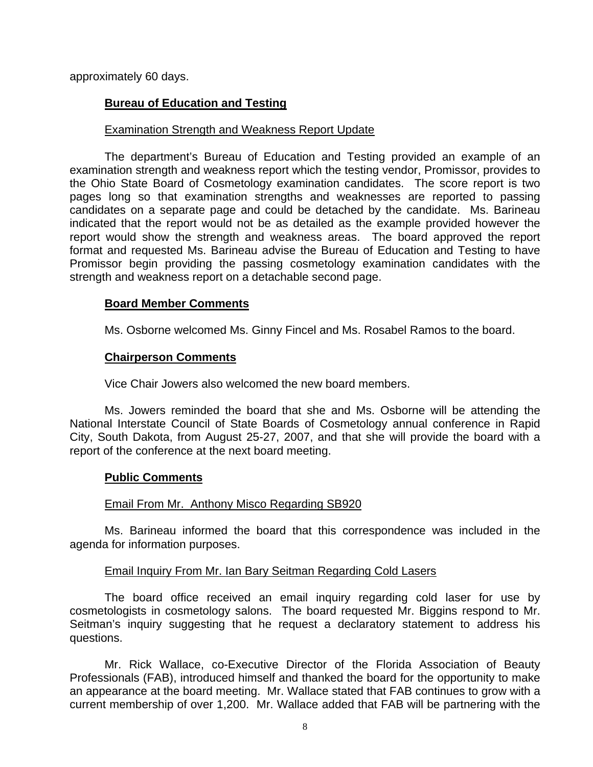approximately 60 days.

**Bureau of Education and Testing**

Examination Strength and Weakness Report Update

The department's Bureau of Education and Testing provided an example of an examination strength and weakness report which the testing vendor, Promissor, provides to the Ohio State Board of Cosmetology examination candidates. The score report is two pages long so that examination strengths and weaknesses are reported to passing candidates on a separate page and could be detached by the candidate. Ms. Barineau indicated that the report would not be as detailed as the example provided however the report would show the strength and weakness areas. The board approved the report format and requested Ms. Barineau advise the Bureau of Education and Testing to have Promissor begin providing the passing cosmetology examination candidates with the strength and weakness report on a detachable second page.

**Board Member Comments**

Ms. Osborne welcomed Ms. Ginny Fincel and Ms. Rosabel Ramos to the board.

**Chairperson Comments**

Vice Chair Jowers also welcomed the new board members.

Ms. Jowers reminded the board that she and Ms. Osborne will be attending the National Interstate Council of State Boards of Cosmetology annual conference in Rapid City, South Dakota, from August 25-27, 2007, and that she will provide the board with a report of the conference at the next board meeting.

**Public Comments**

Email From Mr. Anthony Misco Regarding SB920

Ms. Barineau informed the board that this correspondence was included in the agenda for information purposes.

Email Inquiry From Mr. Ian Bary Seitman Regarding Cold Lasers

The board office received an email inquiry regarding cold laser for use by cosmetologists in cosmetology salons. The board requested Mr. Biggins respond to Mr. Seitman's inquiry suggesting that he request a declaratory statement to address his questions.

Mr. Rick Wallace, co-Executive Director of the Florida Association of Beauty Professionals (FAB), introduced himself and thanked the board for the opportunity to make an appearance at the board meeting. Mr. Wallace stated that FAB continues to grow with a current membership of over 1,200. Mr. Wallace added that FAB will be partnering with the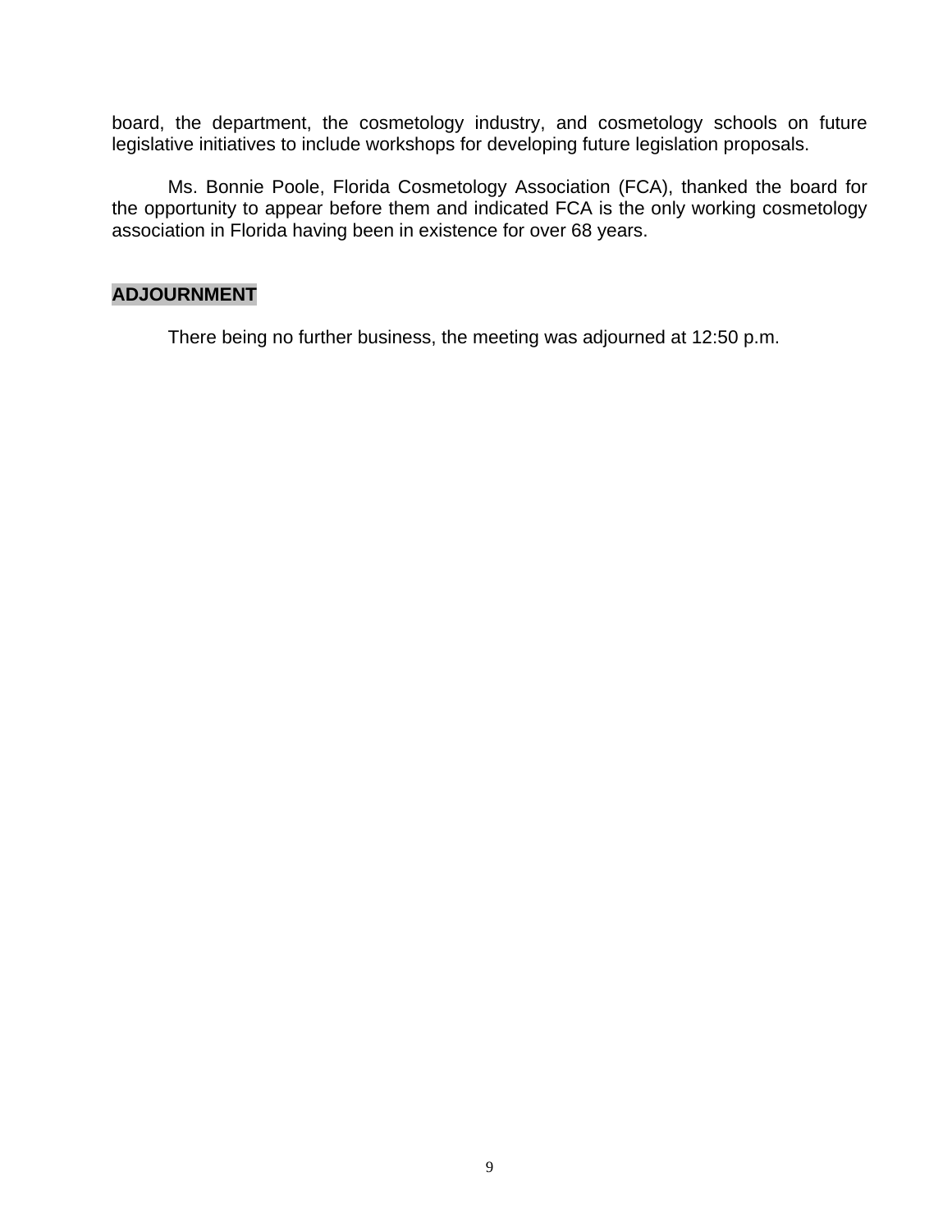board, the department, the cosmetology industry, and cosmetology schools on future legislative initiatives to include workshops for developing future legislation proposals.

Ms. Bonnie Poole, Florida Cosmetology Association (FCA), thanked the board for the opportunity to appear before them and indicated FCA is the only working cosmetology association in Florida having been in existence for over 68 years.

**ADJOURNMENT**

There being no further business, the meeting was adjourned at 12:50 p.m.